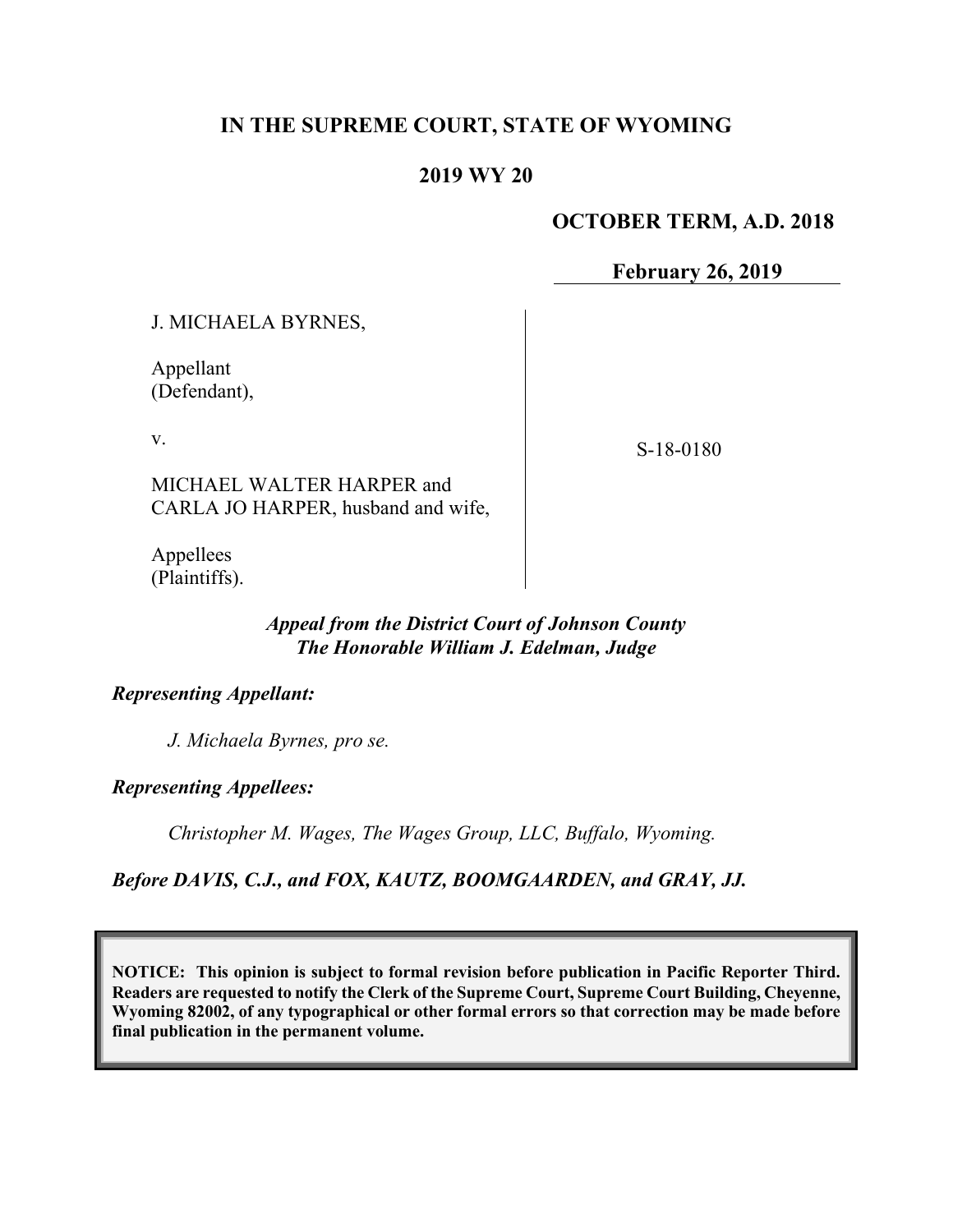**IN THE SUPREME COURT, STATE OF WYOMING**

**2019 WY 20**

**OCTOBER TERM, A.D. 2018**

**February 26, 2019**

| | |
|---|---|
| J. MICHAELA BYRNES,<br><br>Appellant<br>(Defendant),<br><br>v.<br><br>MICHAEL WALTER HARPER and<br>CARLA JO HARPER, husband and wife,<br><br>Appellees<br>(Plaintiffs). | S-18-0180 |

***Appeal from the District Court of Johnson County***
***The Honorable William J. Edelman, Judge***

***Representing Appellant:***

*J. Michaela Byrnes, pro se.*

***Representing Appellees:***

*Christopher M. Wages, The Wages Group, LLC, Buffalo, Wyoming.*

***Before DAVIS, C.J., and FOX, KAUTZ, BOOMGAARDEN, and GRAY, JJ.***

**NOTICE: This opinion is subject to formal revision before publication in Pacific Reporter Third. Readers are requested to notify the Clerk of the Supreme Court, Supreme Court Building, Cheyenne, Wyoming 82002, of any typographical or other formal errors so that correction may be made before final publication in the permanent volume.**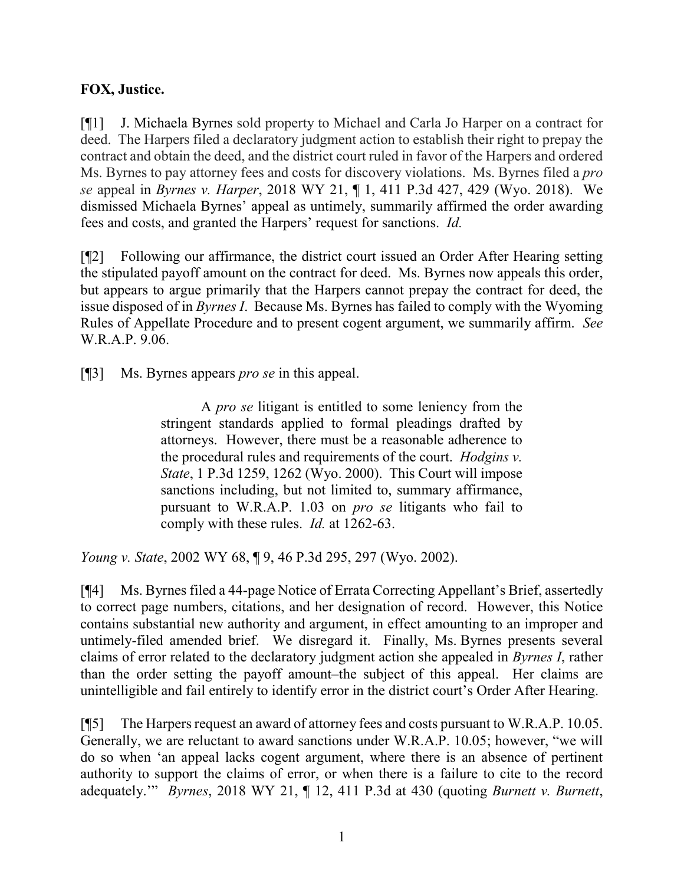**FOX, Justice.**

[¶1] J. Michaela Byrnes sold property to Michael and Carla Jo Harper on a contract for deed. The Harpers filed a declaratory judgment action to establish their right to prepay the contract and obtain the deed, and the district court ruled in favor of the Harpers and ordered Ms. Byrnes to pay attorney fees and costs for discovery violations. Ms. Byrnes filed a *pro se* appeal in *Byrnes v. Harper*, 2018 WY 21, ¶ 1, 411 P.3d 427, 429 (Wyo. 2018). We dismissed Michaela Byrnes' appeal as untimely, summarily affirmed the order awarding fees and costs, and granted the Harpers' request for sanctions. *Id.*

[¶2] Following our affirmance, the district court issued an Order After Hearing setting the stipulated payoff amount on the contract for deed. Ms. Byrnes now appeals this order, but appears to argue primarily that the Harpers cannot prepay the contract for deed, the issue disposed of in *Byrnes I*. Because Ms. Byrnes has failed to comply with the Wyoming Rules of Appellate Procedure and to present cogent argument, we summarily affirm. *See* W.R.A.P. 9.06.

[¶3] Ms. Byrnes appears *pro se* in this appeal.

> A *pro se* litigant is entitled to some leniency from the stringent standards applied to formal pleadings drafted by attorneys. However, there must be a reasonable adherence to the procedural rules and requirements of the court. *Hodgins v. State*, 1 P.3d 1259, 1262 (Wyo. 2000). This Court will impose sanctions including, but not limited to, summary affirmance, pursuant to W.R.A.P. 1.03 on *pro se* litigants who fail to comply with these rules. *Id.* at 1262-63.

*Young v. State*, 2002 WY 68, ¶ 9, 46 P.3d 295, 297 (Wyo. 2002).

[¶4] Ms. Byrnes filed a 44-page Notice of Errata Correcting Appellant's Brief, assertedly to correct page numbers, citations, and her designation of record. However, this Notice contains substantial new authority and argument, in effect amounting to an improper and untimely-filed amended brief. We disregard it. Finally, Ms. Byrnes presents several claims of error related to the declaratory judgment action she appealed in *Byrnes I*, rather than the order setting the payoff amount–the subject of this appeal. Her claims are unintelligible and fail entirely to identify error in the district court's Order After Hearing.

[¶5] The Harpers request an award of attorney fees and costs pursuant to W.R.A.P. 10.05. Generally, we are reluctant to award sanctions under W.R.A.P. 10.05; however, "we will do so when 'an appeal lacks cogent argument, where there is an absence of pertinent authority to support the claims of error, or when there is a failure to cite to the record adequately.'" *Byrnes*, 2018 WY 21, ¶ 12, 411 P.3d at 430 (quoting *Burnett v. Burnett*,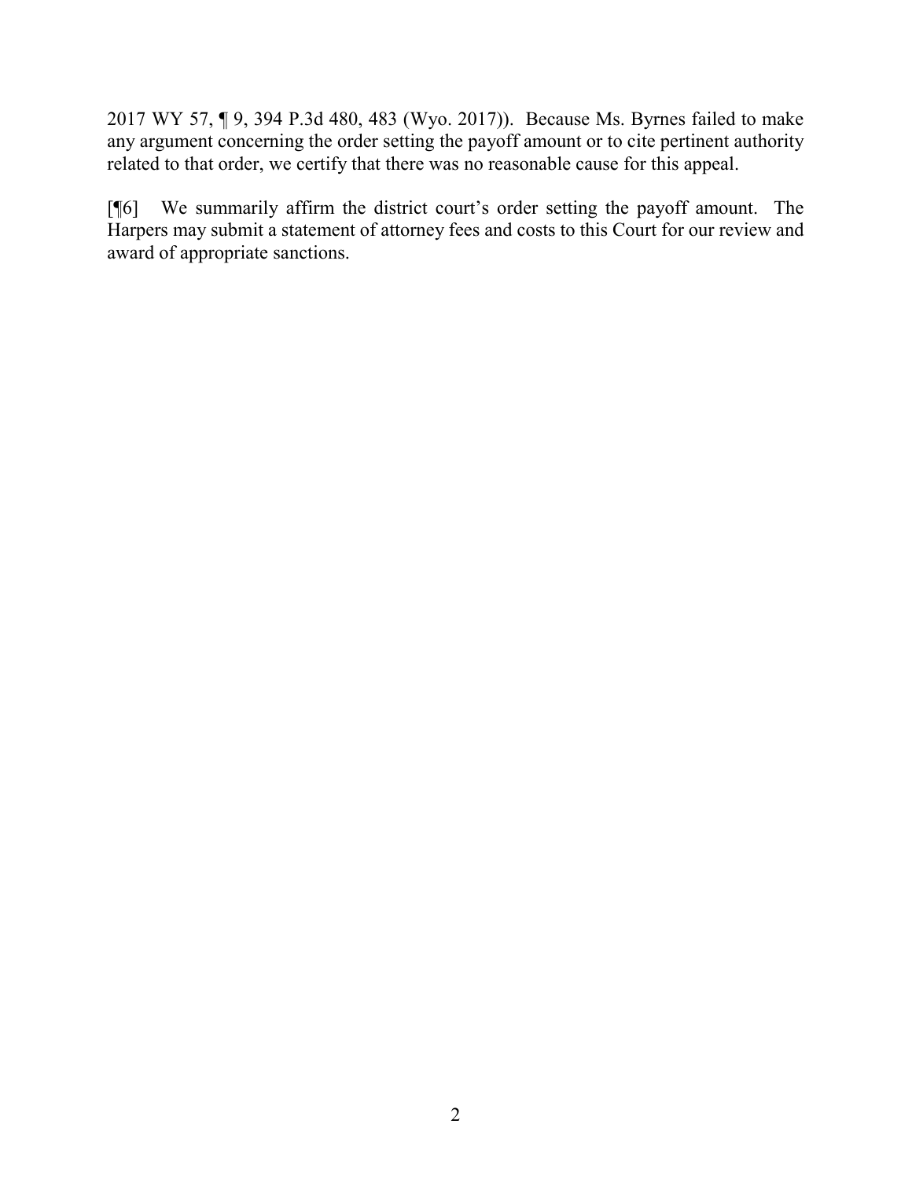2017 WY 57, ¶ 9, 394 P.3d 480, 483 (Wyo. 2017)). Because Ms. Byrnes failed to make any argument concerning the order setting the payoff amount or to cite pertinent authority related to that order, we certify that there was no reasonable cause for this appeal.

[¶6] We summarily affirm the district court's order setting the payoff amount. The Harpers may submit a statement of attorney fees and costs to this Court for our review and award of appropriate sanctions.